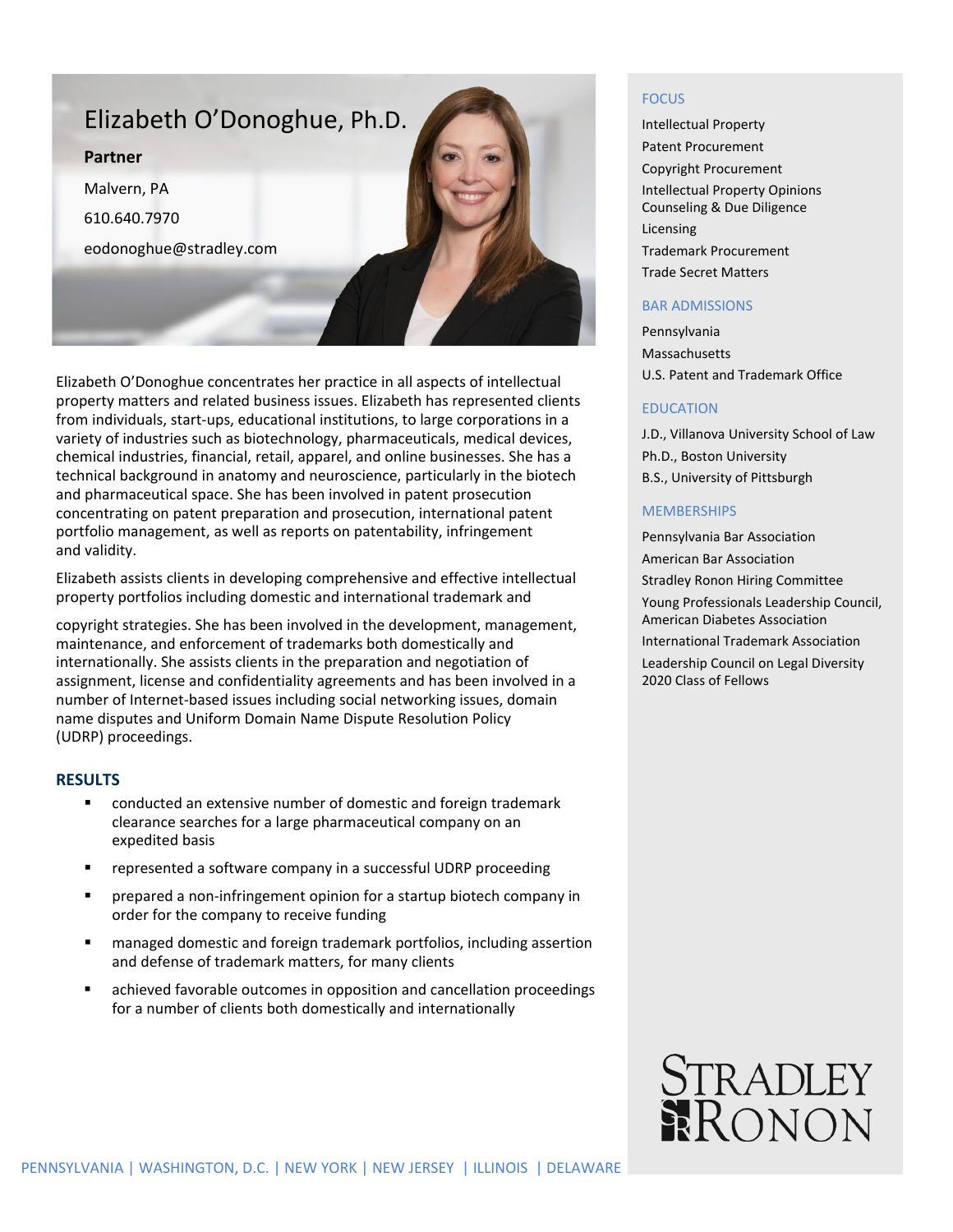# Elizabeth O'Donoghue, Ph.D.

**Partner**

Malvern, PA

610.640.7970

eodonoghue@stradley.com

Elizabeth O'Donoghue concentrates her practice in all aspects of intellectual property matters and related business issues. Elizabeth has represented clients from individuals, start-ups, educational institutions, to large corporations in a variety of industries such as biotechnology, pharmaceuticals, medical devices, chemical industries, financial, retail, apparel, and online businesses. She has a technical background in anatomy and neuroscience, particularly in the biotech and pharmaceutical space. She has been involved in patent prosecution concentrating on patent preparation and prosecution, international patent portfolio management, as well as reports on patentability, infringement and validity.

Elizabeth assists clients in developing comprehensive and effective intellectual property portfolios including domestic and international trademark and copyright strategies. She has been involved in the development, management, maintenance, and enforcement of trademarks both domestically and internationally. She assists clients in the preparation and negotiation of assignment, license and confidentiality agreements and has been involved in a number of Internet-based issues including social networking issues, domain name disputes and Uniform Domain Name Dispute Resolution Policy (UDRP) proceedings.

## RESULTS

- conducted an extensive number of domestic and foreign trademark clearance searches for a large pharmaceutical company on an expedited basis
- represented a software company in a successful UDRP proceeding
- prepared a non-infringement opinion for a startup biotech company in order for the company to receive funding
- managed domestic and foreign trademark portfolios, including assertion and defense of trademark matters, for many clients
- achieved favorable outcomes in opposition and cancellation proceedings for a number of clients both domestically and internationally

## FOCUS

Intellectual Property
Patent Procurement
Copyright Procurement
Intellectual Property Opinions Counseling & Due Diligence
Licensing
Trademark Procurement
Trade Secret Matters

## BAR ADMISSIONS

Pennsylvania
Massachusetts
U.S. Patent and Trademark Office

## EDUCATION

J.D., Villanova University School of Law
Ph.D., Boston University
B.S., University of Pittsburgh

## MEMBERSHIPS

Pennsylvania Bar Association
American Bar Association
Stradley Ronon Hiring Committee
Young Professionals Leadership Council, American Diabetes Association
International Trademark Association
Leadership Council on Legal Diversity 2020 Class of Fellows

STRADLEY RONON

PENNSYLVANIA | WASHINGTON, D.C. | NEW YORK | NEW JERSEY | ILLINOIS | DELAWARE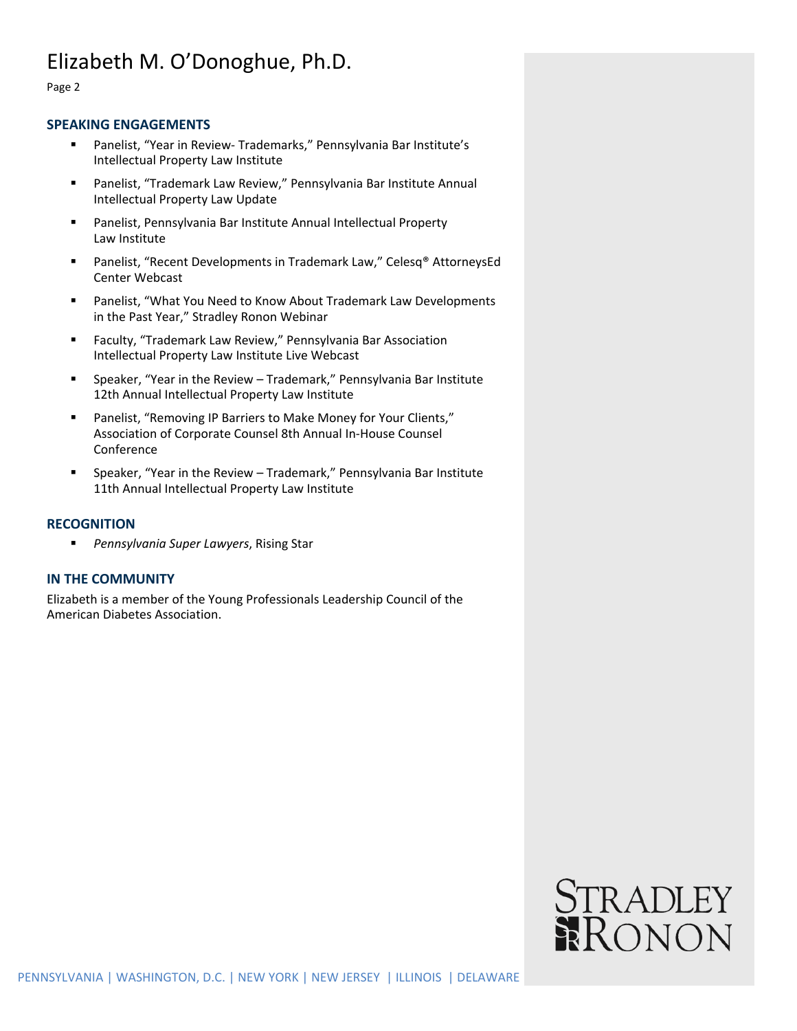## SPEAKING ENGAGEMENTS

- Panelist, "Year in Review- Trademarks," Pennsylvania Bar Institute's Intellectual Property Law Institute
- Panelist, "Trademark Law Review," Pennsylvania Bar Institute Annual Intellectual Property Law Update
- Panelist, Pennsylvania Bar Institute Annual Intellectual Property Law Institute
- Panelist, "Recent Developments in Trademark Law," Celesq® AttorneysEd Center Webcast
- Panelist, "What You Need to Know About Trademark Law Developments in the Past Year," Stradley Ronon Webinar
- Faculty, "Trademark Law Review," Pennsylvania Bar Association Intellectual Property Law Institute Live Webcast
- Speaker, "Year in the Review – Trademark," Pennsylvania Bar Institute 12th Annual Intellectual Property Law Institute
- Panelist, "Removing IP Barriers to Make Money for Your Clients," Association of Corporate Counsel 8th Annual In-House Counsel Conference
- Speaker, "Year in the Review – Trademark," Pennsylvania Bar Institute 11th Annual Intellectual Property Law Institute

## RECOGNITION

- *Pennsylvania Super Lawyers*, Rising Star

## IN THE COMMUNITY

Elizabeth is a member of the Young Professionals Leadership Council of the American Diabetes Association.